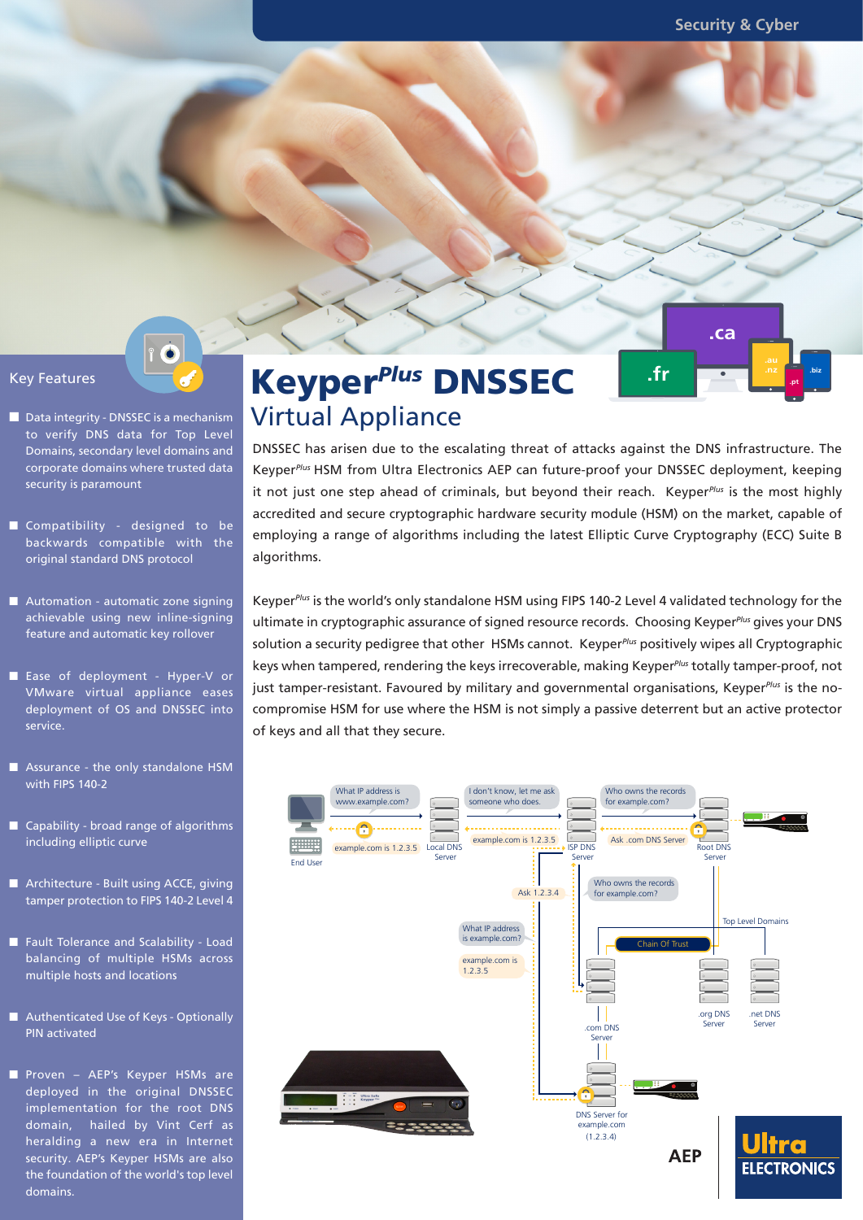Security & Cyber

# Keyper*Plus* DNSSEC

## Virtual Appliance

DNSSEC has arisen due to the escalating threat of attacks against the DNS infrastructure. The Keyper*Plus* HSM from Ultra Electronics AEP can future-proof your DNSSEC deployment, keeping it not just one step ahead of criminals, but beyond their reach. Keyper*Plus* is the most highly accredited and secure cryptographic hardware security module (HSM) on the market, capable of employing a range of algorithms including the latest Elliptic Curve Cryptography (ECC) Suite B algorithms.

Keyper*Plus* is the world's only standalone HSM using FIPS 140-2 Level 4 validated technology for the ultimate in cryptographic assurance of signed resource records. Choosing Keyper*Plus* gives your DNS solution a security pedigree that other HSMs cannot. Keyper*Plus* positively wipes all Cryptographic keys when tampered, rendering the keys irrecoverable, making Keyper*Plus* totally tamper-proof, not just tamper-resistant. Favoured by military and governmental organisations, Keyper*Plus* is the no-compromise HSM for use where the HSM is not simply a passive deterrent but an active protector of keys and all that they secure.

## Key Features

- Data integrity - DNSSEC is a mechanism to verify DNS data for Top Level Domains, secondary level domains and corporate domains where trusted data security is paramount
- Compatibility - designed to be backwards compatible with the original standard DNS protocol
- Automation - automatic zone signing achievable using new inline-signing feature and automatic key rollover
- Ease of deployment - Hyper-V or VMware virtual appliance eases deployment of OS and DNSSEC into service.
- Assurance - the only standalone HSM with FIPS 140-2
- Capability - broad range of algorithms including elliptic curve
- Architecture - Built using ACCE, giving tamper protection to FIPS 140-2 Level 4
- Fault Tolerance and Scalability - Load balancing of multiple HSMs across multiple hosts and locations
- Authenticated Use of Keys - Optionally PIN activated
- Proven – AEP's Keyper HSMs are deployed in the original DNSSEC implementation for the root DNS domain, hailed by Vint Cerf as heralding a new era in Internet security. AEP's Keyper HSMs are also the foundation of the world's top level domains.

AEP | Ultra ELECTRONICS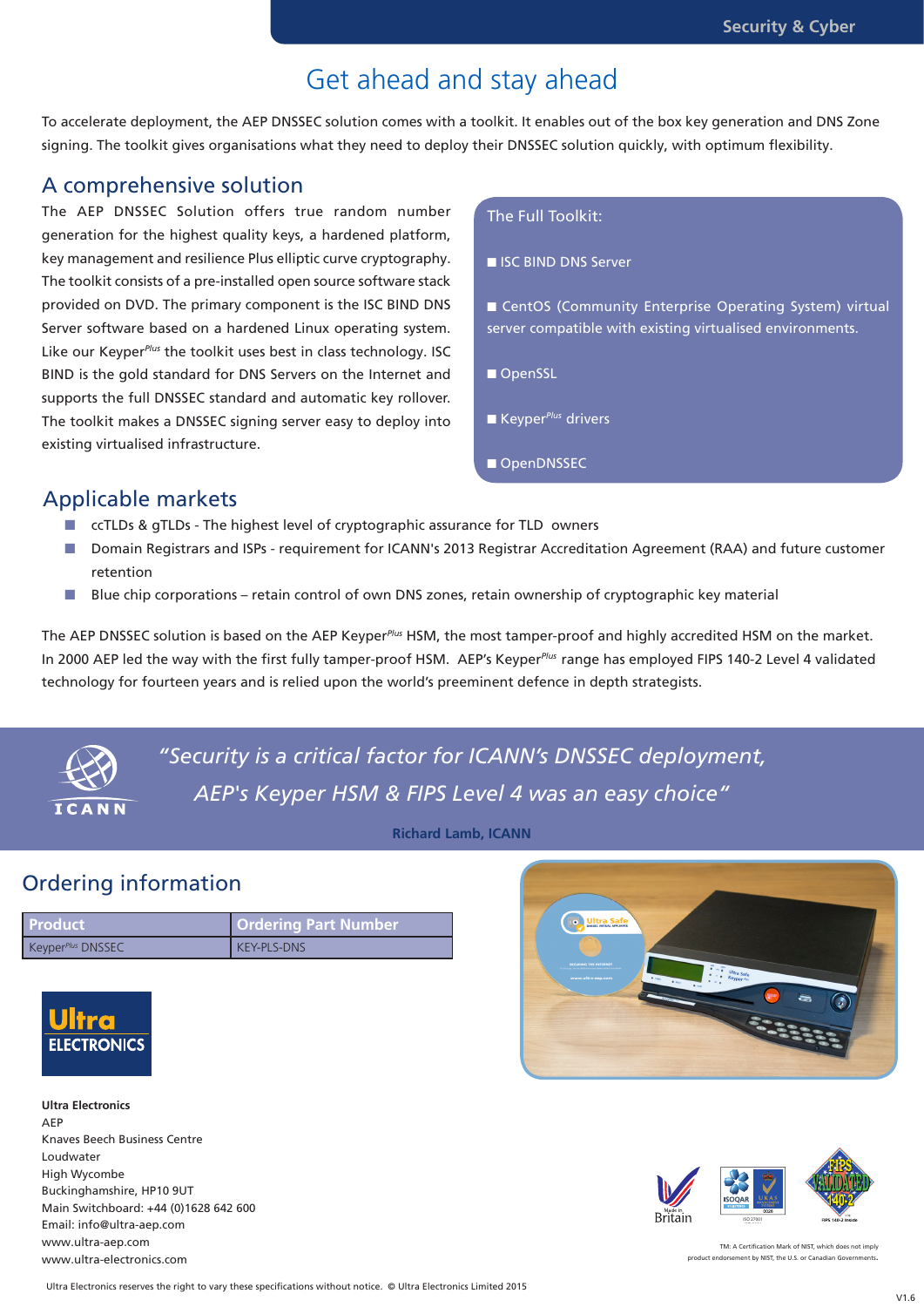# Get ahead and stay ahead

To accelerate deployment, the AEP DNSSEC solution comes with a toolkit. It enables out of the box key generation and DNS Zone signing. The toolkit gives organisations what they need to deploy their DNSSEC solution quickly, with optimum flexibility.

## A comprehensive solution

The AEP DNSSEC Solution offers true random number generation for the highest quality keys, a hardened platform, key management and resilience Plus elliptic curve cryptography. The toolkit consists of a pre-installed open source software stack provided on DVD. The primary component is the ISC BIND DNS Server software based on a hardened Linux operating system. Like our Keyper*Plus* the toolkit uses best in class technology. ISC BIND is the gold standard for DNS Servers on the Internet and supports the full DNSSEC standard and automatic key rollover. The toolkit makes a DNSSEC signing server easy to deploy into existing virtualised infrastructure.

**The Full Toolkit:**

- ISC BIND DNS Server
- CentOS (Community Enterprise Operating System) virtual server compatible with existing virtualised environments.
- OpenSSL
- Keyper*Plus* drivers
- OpenDNSSEC

## Applicable markets

- ccTLDs & gTLDs - The highest level of cryptographic assurance for TLD owners
- Domain Registrars and ISPs - requirement for ICANN's 2013 Registrar Accreditation Agreement (RAA) and future customer retention
- Blue chip corporations – retain control of own DNS zones, retain ownership of cryptographic key material

The AEP DNSSEC solution is based on the AEP Keyper*Plus* HSM, the most tamper-proof and highly accredited HSM on the market. In 2000 AEP led the way with the first fully tamper-proof HSM. AEP's Keyper*Plus* range has employed FIPS 140-2 Level 4 validated technology for fourteen years and is relied upon the world's preeminent defence in depth strategists.

ICANN

*"Security is a critical factor for ICANN's DNSSEC deployment, AEP's Keyper HSM & FIPS Level 4 was an easy choice"*

**Richard Lamb, ICANN**

## Ordering information

| Product | Ordering Part Number |
|---|---|
| Keyper*Plus* DNSSEC | KEY-PLS-DNS |

Ultra ELECTRONICS

**Ultra Electronics**
AEP
Knaves Beech Business Centre
Loudwater
High Wycombe
Buckinghamshire, HP10 9UT
Main Switchboard: +44 (0)1628 642 600
Email: info@ultra-aep.com
www.ultra-aep.com
www.ultra-electronics.com

Made in Britain

ISOQAR UKAS 0026 ISO 27001

FIPS VALIDATED 140-2 TM FIPS 140-2 Inside

TM: A Certification Mark of NIST, which does not imply product endorsement by NIST, the U.S. or Canadian Governments.

Ultra Electronics reserves the right to vary these specifications without notice. © Ultra Electronics Limited 2015

V1.6